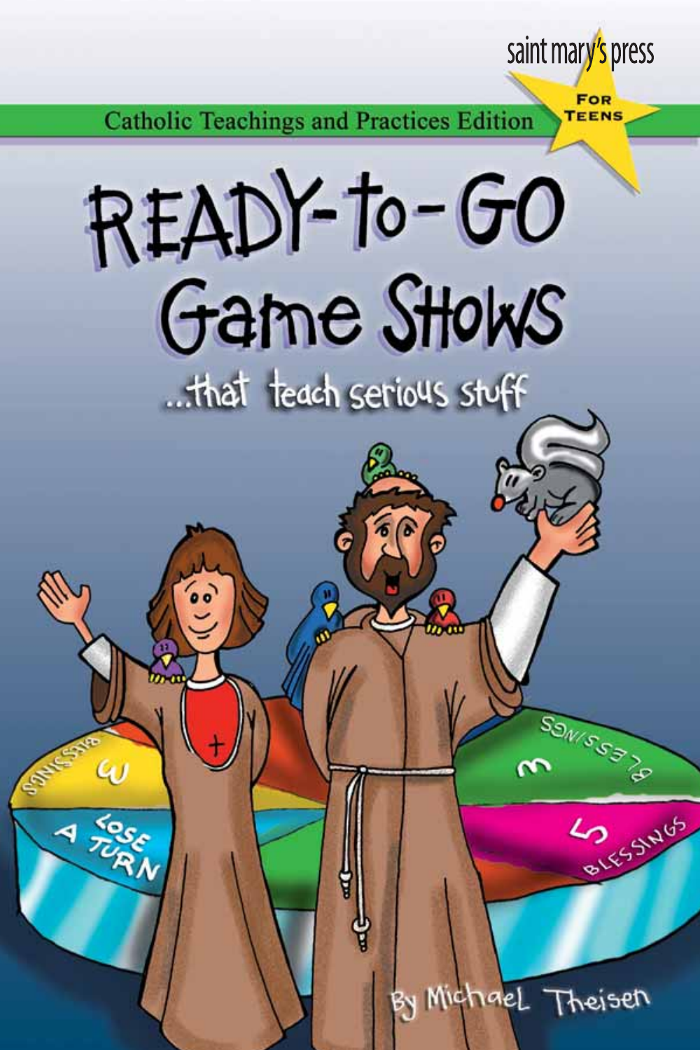saint mary's press

FOR TEENS

Catholic Teachings and Practices Edition

# READY-to-GO Game Shows

...that teach serious stuff

By Michael Theisen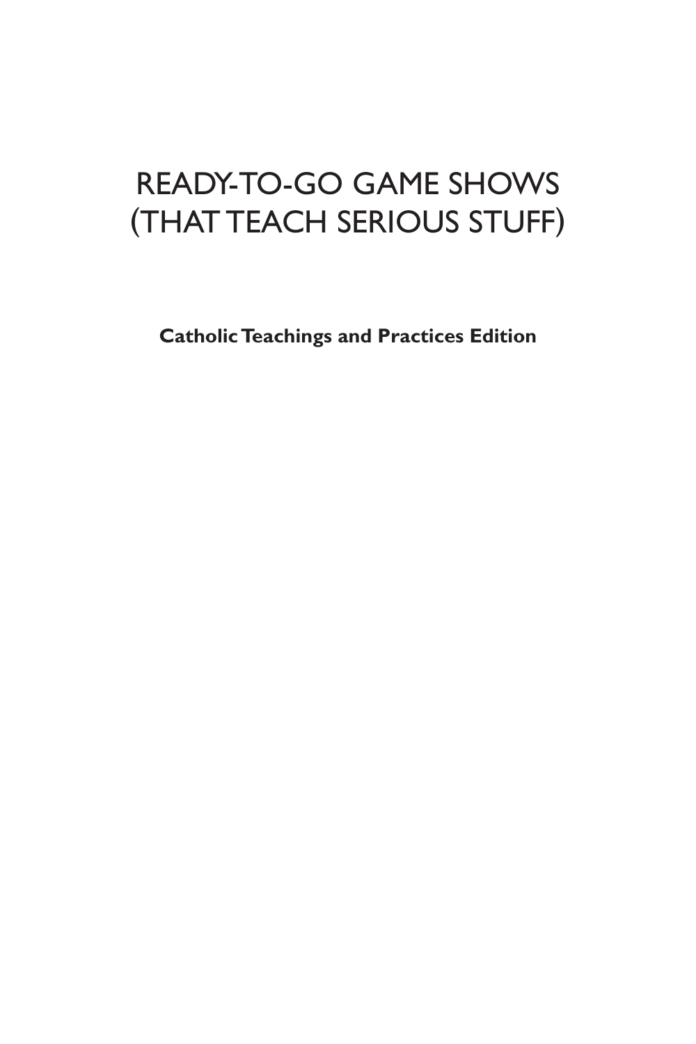# READY-TO-GO GAME SHOWS (THAT TEACH SERIOUS STUFF)

**Catholic Teachings and Practices Edition**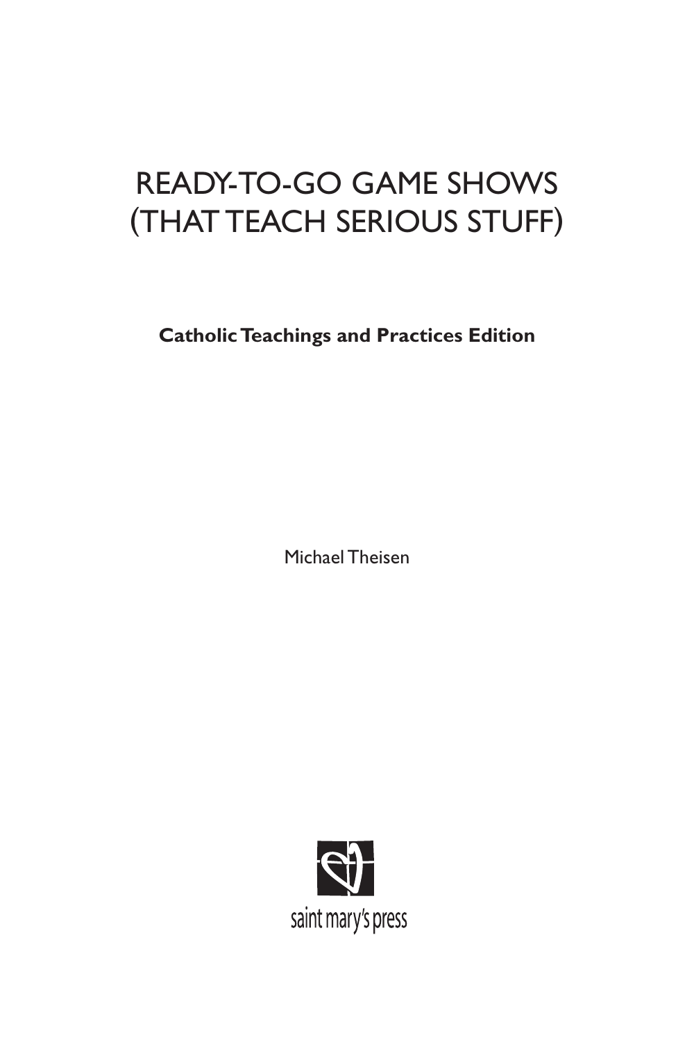# READY-TO-GO GAME SHOWS (THAT TEACH SERIOUS STUFF)

**Catholic Teachings and Practices Edition**

Michael Theisen

saint mary's press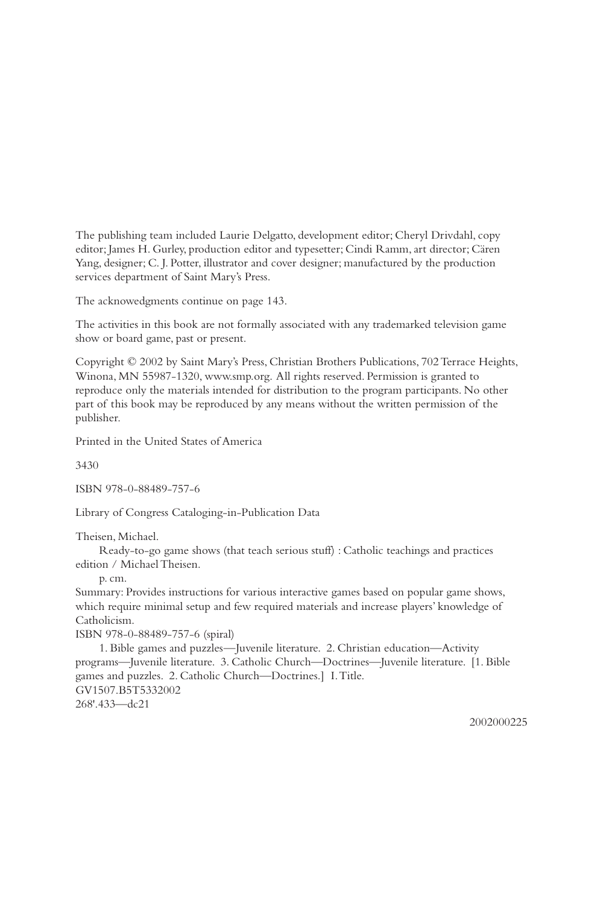The publishing team included Laurie Delgatto, development editor; Cheryl Drivdahl, copy editor; James H. Gurley, production editor and typesetter; Cindi Ramm, art director; Cären Yang, designer; C. J. Potter, illustrator and cover designer; manufactured by the production services department of Saint Mary's Press.

The acknowedgments continue on page 143.

The activities in this book are not formally associated with any trademarked television game show or board game, past or present.

Copyright © 2002 by Saint Mary's Press, Christian Brothers Publications, 702 Terrace Heights, Winona, MN 55987-1320, www.smp.org. All rights reserved. Permission is granted to reproduce only the materials intended for distribution to the program participants. No other part of this book may be reproduced by any means without the written permission of the publisher.

Printed in the United States of America

3430

ISBN 978-0-88489-757-6

Library of Congress Cataloging-in-Publication Data

Theisen, Michael.

Ready-to-go game shows (that teach serious stuff) : Catholic teachings and practices edition / Michael Theisen.

p. cm.

Summary: Provides instructions for various interactive games based on popular game shows, which require minimal setup and few required materials and increase players' knowledge of Catholicism.

ISBN 978-0-88489-757-6 (spiral)

1. Bible games and puzzles—Juvenile literature. 2. Christian education—Activity programs—Juvenile literature. 3. Catholic Church—Doctrines—Juvenile literature. [1. Bible games and puzzles. 2. Catholic Church—Doctrines.] I. Title.

GV1507.B5T5332002

268'.433—dc21

2002000225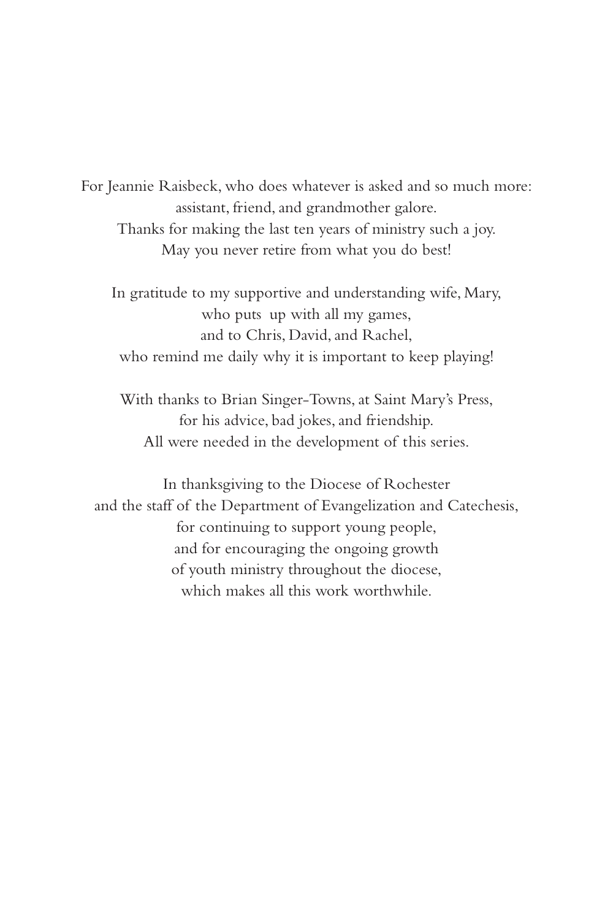For Jeannie Raisbeck, who does whatever is asked and so much more:  
assistant, friend, and grandmother galore.  
Thanks for making the last ten years of ministry such a joy.  
May you never retire from what you do best!

In gratitude to my supportive and understanding wife, Mary,  
who puts up with all my games,  
and to Chris, David, and Rachel,  
who remind me daily why it is important to keep playing!

With thanks to Brian Singer-Towns, at Saint Mary's Press,  
for his advice, bad jokes, and friendship.  
All were needed in the development of this series.

In thanksgiving to the Diocese of Rochester  
and the staff of the Department of Evangelization and Catechesis,  
for continuing to support young people,  
and for encouraging the ongoing growth  
of youth ministry throughout the diocese,  
which makes all this work worthwhile.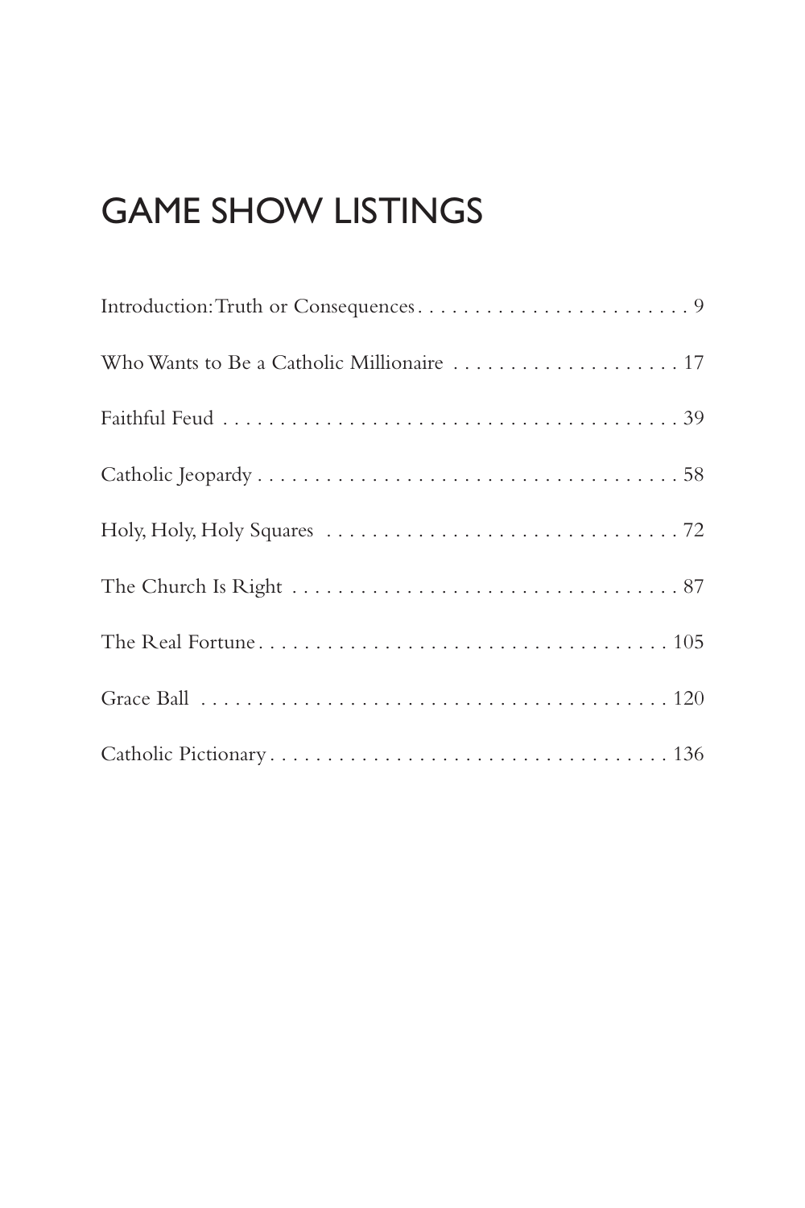# GAME SHOW LISTINGS

Introduction: Truth or Consequences . . . . . . . . . . . . . . . . . . . . . . . . 9

Who Wants to Be a Catholic Millionaire . . . . . . . . . . . . . . . . . . . . 17

Faithful Feud . . . . . . . . . . . . . . . . . . . . . . . . . . . . . . . . . . . . . . . . . 39

Catholic Jeopardy . . . . . . . . . . . . . . . . . . . . . . . . . . . . . . . . . . . . . 58

Holy, Holy, Holy Squares . . . . . . . . . . . . . . . . . . . . . . . . . . . . . . 72

The Church Is Right . . . . . . . . . . . . . . . . . . . . . . . . . . . . . . . . . . 87

The Real Fortune . . . . . . . . . . . . . . . . . . . . . . . . . . . . . . . . . . . . 105

Grace Ball . . . . . . . . . . . . . . . . . . . . . . . . . . . . . . . . . . . . . . . . . 120

Catholic Pictionary . . . . . . . . . . . . . . . . . . . . . . . . . . . . . . . . . . . 136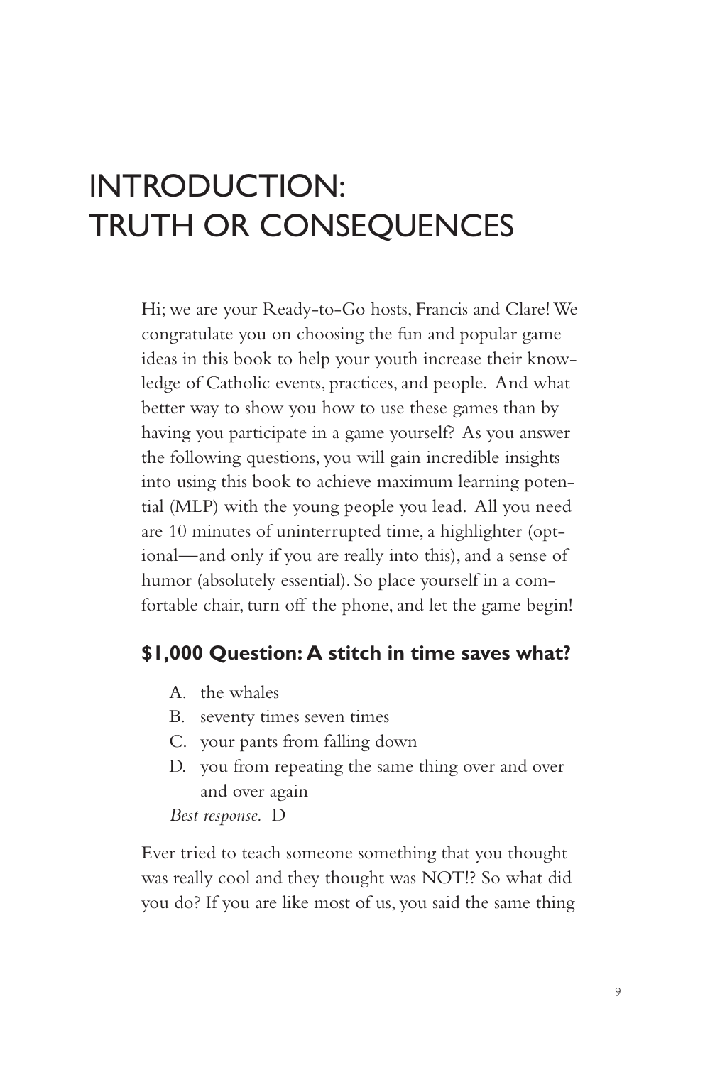# INTRODUCTION: TRUTH OR CONSEQUENCES

Hi; we are your Ready-to-Go hosts, Francis and Clare! We congratulate you on choosing the fun and popular game ideas in this book to help your youth increase their knowledge of Catholic events, practices, and people. And what better way to show you how to use these games than by having you participate in a game yourself? As you answer the following questions, you will gain incredible insights into using this book to achieve maximum learning potential (MLP) with the young people you lead. All you need are 10 minutes of uninterrupted time, a highlighter (optional—and only if you are really into this), and a sense of humor (absolutely essential). So place yourself in a comfortable chair, turn off the phone, and let the game begin!

### $1,000 Question: A stitch in time saves what?

A. the whales
B. seventy times seven times
C. your pants from falling down
D. you from repeating the same thing over and over and over again

*Best response.* D

Ever tried to teach someone something that you thought was really cool and they thought was NOT!? So what did you do? If you are like most of us, you said the same thing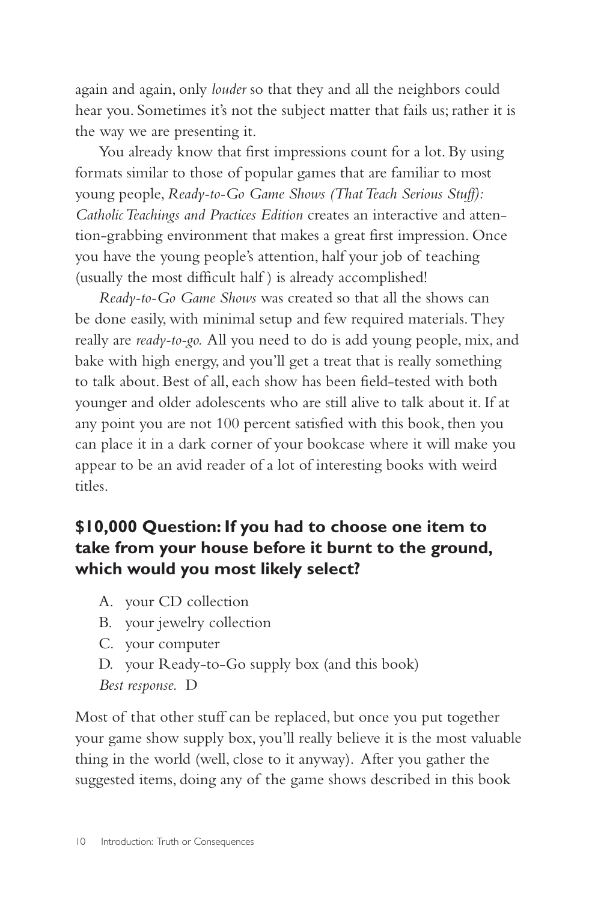again and again, only *louder* so that they and all the neighbors could hear you. Sometimes it's not the subject matter that fails us; rather it is the way we are presenting it.

You already know that first impressions count for a lot. By using formats similar to those of popular games that are familiar to most young people, *Ready-to-Go Game Shows (That Teach Serious Stuff): Catholic Teachings and Practices Edition* creates an interactive and attention-grabbing environment that makes a great first impression. Once you have the young people's attention, half your job of teaching (usually the most difficult half ) is already accomplished!

*Ready-to-Go Game Shows* was created so that all the shows can be done easily, with minimal setup and few required materials. They really are *ready-to-go.* All you need to do is add young people, mix, and bake with high energy, and you'll get a treat that is really something to talk about. Best of all, each show has been field-tested with both younger and older adolescents who are still alive to talk about it. If at any point you are not 100 percent satisfied with this book, then you can place it in a dark corner of your bookcase where it will make you appear to be an avid reader of a lot of interesting books with weird titles.

## $10,000 Question: If you had to choose one item to take from your house before it burnt to the ground, which would you most likely select?

A. your CD collection
B. your jewelry collection
C. your computer
D. your Ready-to-Go supply box (and this book)

*Best response.* D

Most of that other stuff can be replaced, but once you put together your game show supply box, you'll really believe it is the most valuable thing in the world (well, close to it anyway). After you gather the suggested items, doing any of the game shows described in this book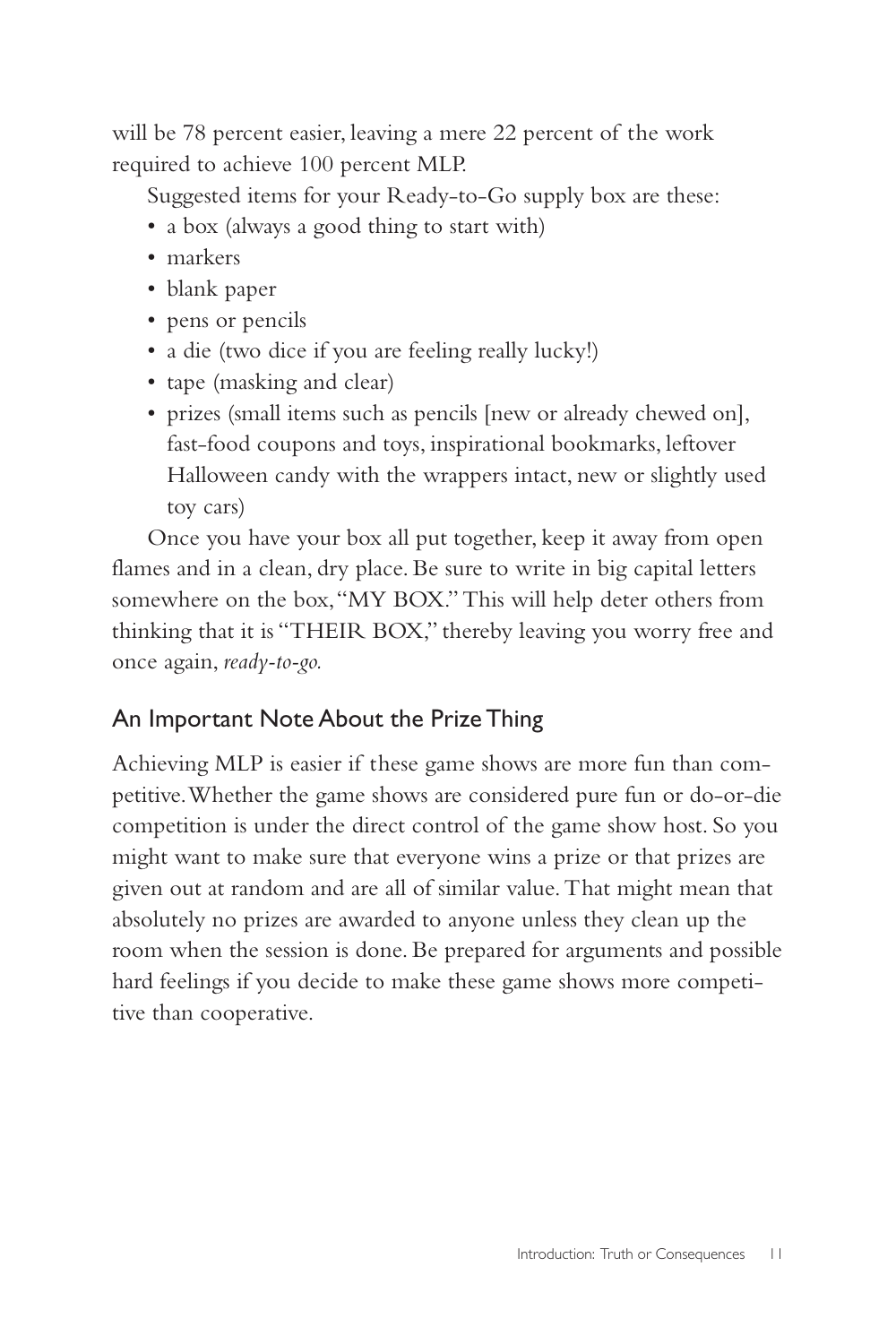will be 78 percent easier, leaving a mere 22 percent of the work required to achieve 100 percent MLP.

Suggested items for your Ready-to-Go supply box are these:

- a box (always a good thing to start with)
- markers
- blank paper
- pens or pencils
- a die (two dice if you are feeling really lucky!)
- tape (masking and clear)
- prizes (small items such as pencils [new or already chewed on], fast-food coupons and toys, inspirational bookmarks, leftover Halloween candy with the wrappers intact, new or slightly used toy cars)

Once you have your box all put together, keep it away from open flames and in a clean, dry place. Be sure to write in big capital letters somewhere on the box, "MY BOX." This will help deter others from thinking that it is "THEIR BOX," thereby leaving you worry free and once again, *ready-to-go.*

## An Important Note About the Prize Thing

Achieving MLP is easier if these game shows are more fun than competitive. Whether the game shows are considered pure fun or do-or-die competition is under the direct control of the game show host. So you might want to make sure that everyone wins a prize or that prizes are given out at random and are all of similar value. That might mean that absolutely no prizes are awarded to anyone unless they clean up the room when the session is done. Be prepared for arguments and possible hard feelings if you decide to make these game shows more competitive than cooperative.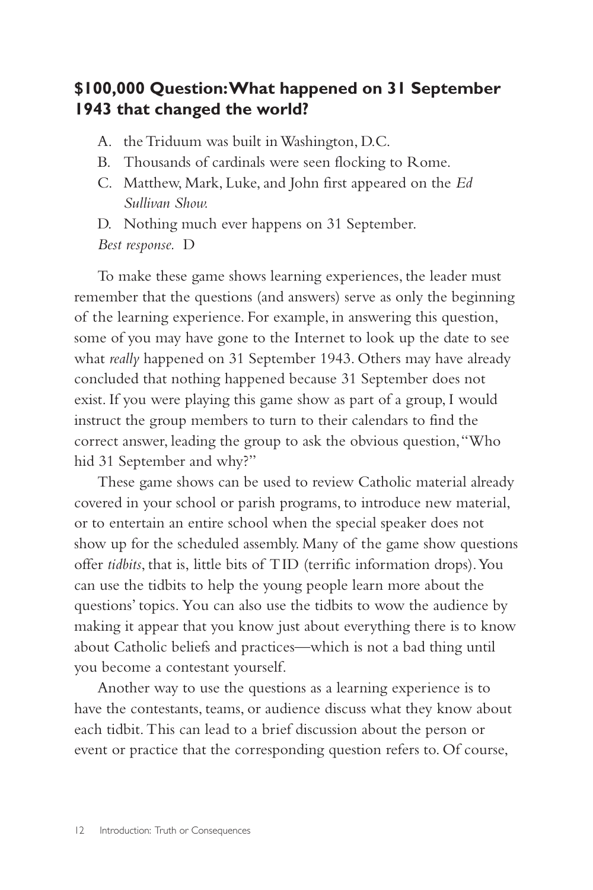**$100,000 Question: What happened on 31 September 1943 that changed the world?**

A. the Triduum was built in Washington, D.C.
B. Thousands of cardinals were seen flocking to Rome.
C. Matthew, Mark, Luke, and John first appeared on the *Ed Sullivan Show.*
D. Nothing much ever happens on 31 September.

*Best response.* D

To make these game shows learning experiences, the leader must remember that the questions (and answers) serve as only the beginning of the learning experience. For example, in answering this question, some of you may have gone to the Internet to look up the date to see what *really* happened on 31 September 1943. Others may have already concluded that nothing happened because 31 September does not exist. If you were playing this game show as part of a group, I would instruct the group members to turn to their calendars to find the correct answer, leading the group to ask the obvious question, "Who hid 31 September and why?"

These game shows can be used to review Catholic material already covered in your school or parish programs, to introduce new material, or to entertain an entire school when the special speaker does not show up for the scheduled assembly. Many of the game show questions offer *tidbits*, that is, little bits of TID (terrific information drops). You can use the tidbits to help the young people learn more about the questions' topics. You can also use the tidbits to wow the audience by making it appear that you know just about everything there is to know about Catholic beliefs and practices—which is not a bad thing until you become a contestant yourself.

Another way to use the questions as a learning experience is to have the contestants, teams, or audience discuss what they know about each tidbit. This can lead to a brief discussion about the person or event or practice that the corresponding question refers to. Of course,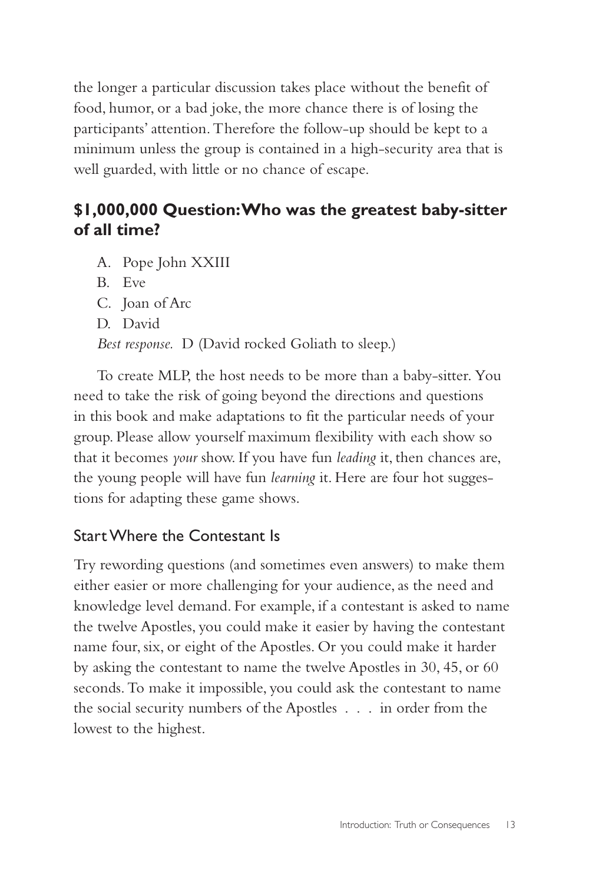the longer a particular discussion takes place without the benefit of food, humor, or a bad joke, the more chance there is of losing the participants' attention. Therefore the follow-up should be kept to a minimum unless the group is contained in a high-security area that is well guarded, with little or no chance of escape.

## $1,000,000 Question: Who was the greatest baby-sitter of all time?

A. Pope John XXIII
B. Eve
C. Joan of Arc
D. David

*Best response.* D (David rocked Goliath to sleep.)

To create MLP, the host needs to be more than a baby-sitter. You need to take the risk of going beyond the directions and questions in this book and make adaptations to fit the particular needs of your group. Please allow yourself maximum flexibility with each show so that it becomes *your* show. If you have fun *leading* it, then chances are, the young people will have fun *learning* it. Here are four hot suggestions for adapting these game shows.

### Start Where the Contestant Is

Try rewording questions (and sometimes even answers) to make them either easier or more challenging for your audience, as the need and knowledge level demand. For example, if a contestant is asked to name the twelve Apostles, you could make it easier by having the contestant name four, six, or eight of the Apostles. Or you could make it harder by asking the contestant to name the twelve Apostles in 30, 45, or 60 seconds. To make it impossible, you could ask the contestant to name the social security numbers of the Apostles . . . in order from the lowest to the highest.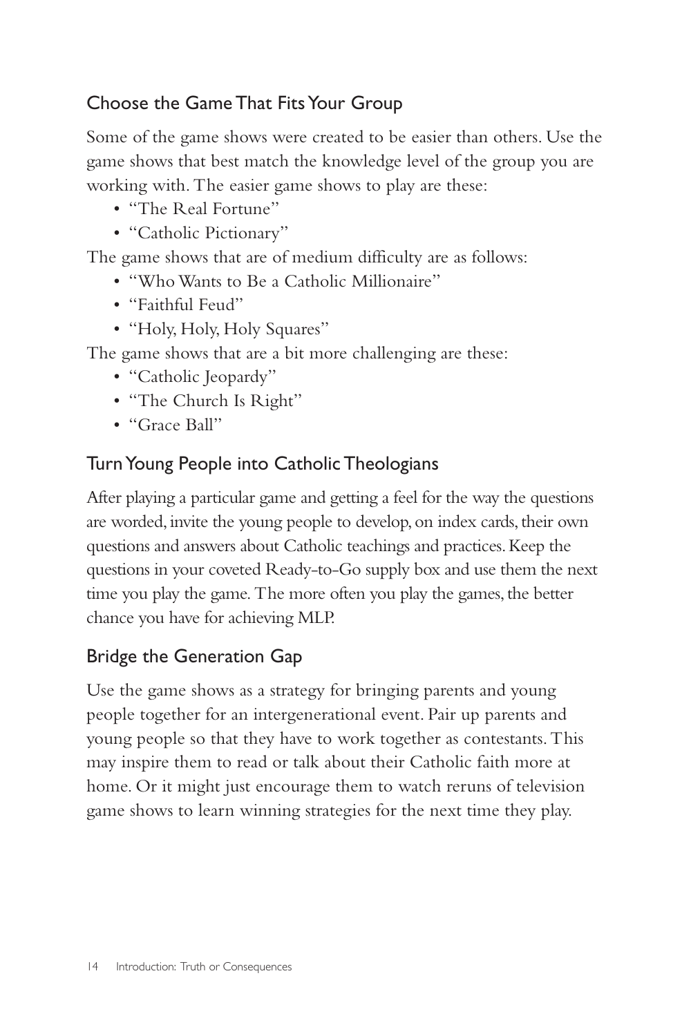## Choose the Game That Fits Your Group

Some of the game shows were created to be easier than others. Use the game shows that best match the knowledge level of the group you are working with. The easier game shows to play are these:

- "The Real Fortune"
- "Catholic Pictionary"

The game shows that are of medium difficulty are as follows:

- "Who Wants to Be a Catholic Millionaire"
- "Faithful Feud"
- "Holy, Holy, Holy Squares"

The game shows that are a bit more challenging are these:

- "Catholic Jeopardy"
- "The Church Is Right"
- "Grace Ball"

## Turn Young People into Catholic Theologians

After playing a particular game and getting a feel for the way the questions are worded, invite the young people to develop, on index cards, their own questions and answers about Catholic teachings and practices. Keep the questions in your coveted Ready-to-Go supply box and use them the next time you play the game. The more often you play the games, the better chance you have for achieving MLP.

## Bridge the Generation Gap

Use the game shows as a strategy for bringing parents and young people together for an intergenerational event. Pair up parents and young people so that they have to work together as contestants. This may inspire them to read or talk about their Catholic faith more at home. Or it might just encourage them to watch reruns of television game shows to learn winning strategies for the next time they play.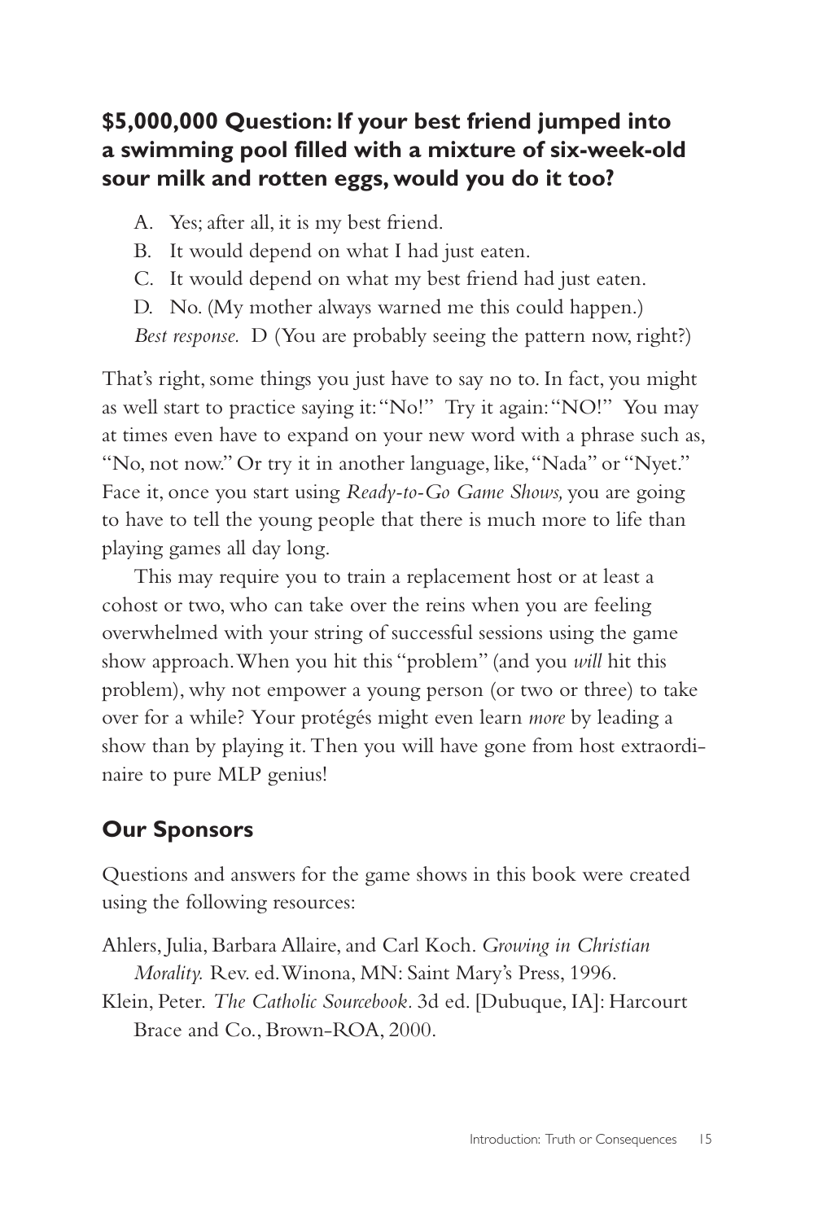### $5,000,000 Question: If your best friend jumped into a swimming pool filled with a mixture of six-week-old sour milk and rotten eggs, would you do it too?

A. Yes; after all, it is my best friend.
B. It would depend on what I had just eaten.
C. It would depend on what my best friend had just eaten.
D. No. (My mother always warned me this could happen.)

*Best response.* D (You are probably seeing the pattern now, right?)

That's right, some things you just have to say no to. In fact, you might as well start to practice saying it: "No!" Try it again: "NO!" You may at times even have to expand on your new word with a phrase such as, "No, not now." Or try it in another language, like, "Nada" or "Nyet." Face it, once you start using *Ready-to-Go Game Shows,* you are going to have to tell the young people that there is much more to life than playing games all day long.

This may require you to train a replacement host or at least a cohost or two, who can take over the reins when you are feeling overwhelmed with your string of successful sessions using the game show approach. When you hit this "problem" (and you *will* hit this problem), why not empower a young person (or two or three) to take over for a while? Your protégés might even learn *more* by leading a show than by playing it. Then you will have gone from host extraordinaire to pure MLP genius!

## Our Sponsors

Questions and answers for the game shows in this book were created using the following resources:

Ahlers, Julia, Barbara Allaire, and Carl Koch. *Growing in Christian Morality.* Rev. ed. Winona, MN: Saint Mary's Press, 1996.

Klein, Peter. *The Catholic Sourcebook.* 3d ed. [Dubuque, IA]: Harcourt Brace and Co., Brown-ROA, 2000.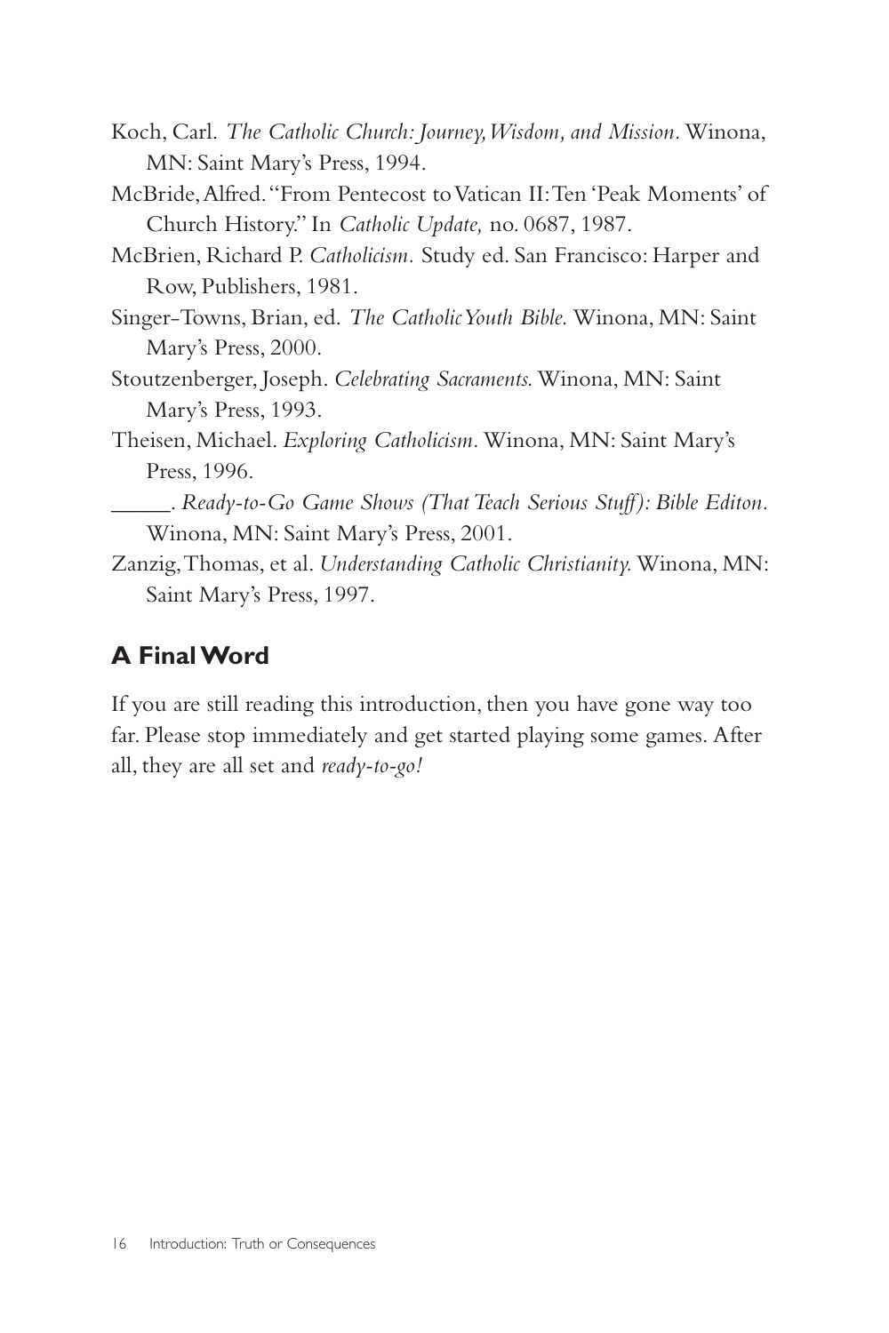Koch, Carl. *The Catholic Church: Journey, Wisdom, and Mission.* Winona, MN: Saint Mary's Press, 1994.

McBride, Alfred. "From Pentecost to Vatican II: Ten 'Peak Moments' of Church History." In *Catholic Update,* no. 0687, 1987.

McBrien, Richard P. *Catholicism.* Study ed. San Francisco: Harper and Row, Publishers, 1981.

Singer-Towns, Brian, ed. *The Catholic Youth Bible.* Winona, MN: Saint Mary's Press, 2000.

Stoutzenberger, Joseph. *Celebrating Sacraments.* Winona, MN: Saint Mary's Press, 1993.

Theisen, Michael. *Exploring Catholicism.* Winona, MN: Saint Mary's Press, 1996.

\_\_\_\_\_. *Ready-to-Go Game Shows (That Teach Serious Stuff): Bible Editon.* Winona, MN: Saint Mary's Press, 2001.

Zanzig, Thomas, et al. *Understanding Catholic Christianity.* Winona, MN: Saint Mary's Press, 1997.

## A Final Word

If you are still reading this introduction, then you have gone way too far. Please stop immediately and get started playing some games. After all, they are all set and *ready-to-go!*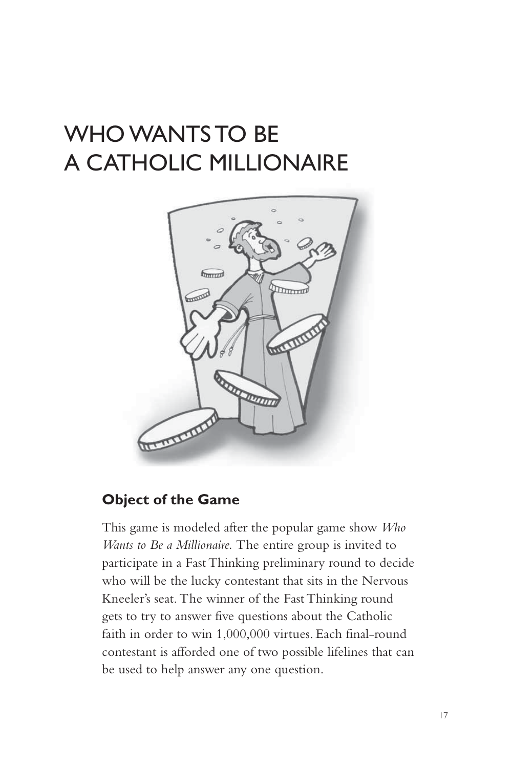# WHO WANTS TO BE A CATHOLIC MILLIONAIRE

## Object of the Game

This game is modeled after the popular game show *Who Wants to Be a Millionaire.* The entire group is invited to participate in a Fast Thinking preliminary round to decide who will be the lucky contestant that sits in the Nervous Kneeler's seat. The winner of the Fast Thinking round gets to try to answer five questions about the Catholic faith in order to win 1,000,000 virtues. Each final-round contestant is afforded one of two possible lifelines that can be used to help answer any one question.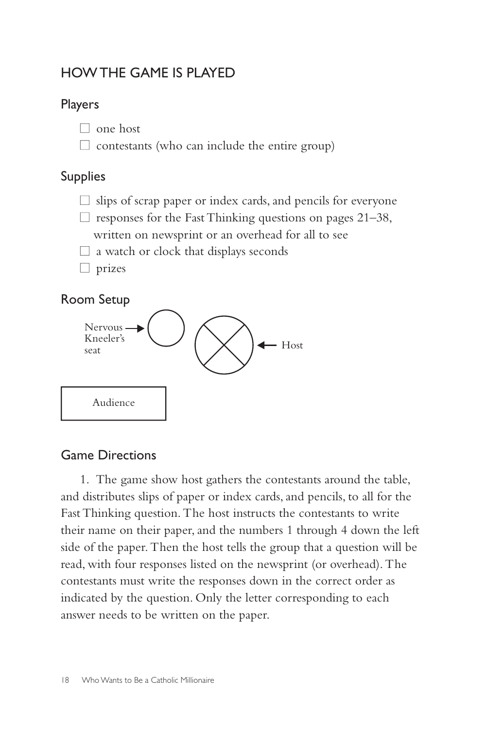## HOW THE GAME IS PLAYED

### Players

- ☐ one host
- ☐ contestants (who can include the entire group)

### Supplies

- ☐ slips of scrap paper or index cards, and pencils for everyone
- ☐ responses for the Fast Thinking questions on pages 21–38, written on newsprint or an overhead for all to see
- ☐ a watch or clock that displays seconds
- ☐ prizes

### Room Setup

Nervous Kneeler's seat → ◯ ⊗ ← Host

Audience

### Game Directions

1. The game show host gathers the contestants around the table, and distributes slips of paper or index cards, and pencils, to all for the Fast Thinking question. The host instructs the contestants to write their name on their paper, and the numbers 1 through 4 down the left side of the paper. Then the host tells the group that a question will be read, with four responses listed on the newsprint (or overhead). The contestants must write the responses down in the correct order as indicated by the question. Only the letter corresponding to each answer needs to be written on the paper.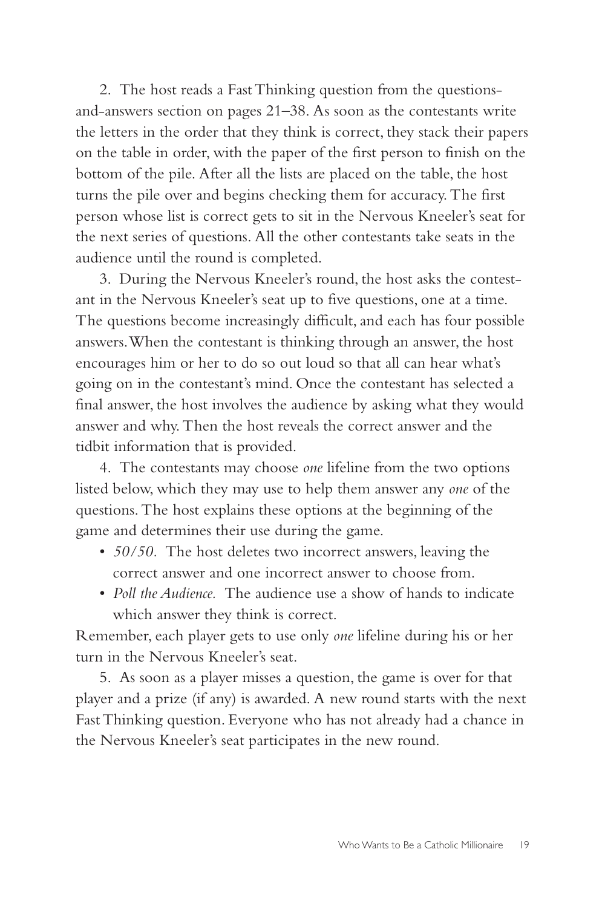2. The host reads a Fast Thinking question from the questions-and-answers section on pages 21–38. As soon as the contestants write the letters in the order that they think is correct, they stack their papers on the table in order, with the paper of the first person to finish on the bottom of the pile. After all the lists are placed on the table, the host turns the pile over and begins checking them for accuracy. The first person whose list is correct gets to sit in the Nervous Kneeler's seat for the next series of questions. All the other contestants take seats in the audience until the round is completed.

3. During the Nervous Kneeler's round, the host asks the contestant in the Nervous Kneeler's seat up to five questions, one at a time. The questions become increasingly difficult, and each has four possible answers. When the contestant is thinking through an answer, the host encourages him or her to do so out loud so that all can hear what's going on in the contestant's mind. Once the contestant has selected a final answer, the host involves the audience by asking what they would answer and why. Then the host reveals the correct answer and the tidbit information that is provided.

4. The contestants may choose *one* lifeline from the two options listed below, which they may use to help them answer any *one* of the questions. The host explains these options at the beginning of the game and determines their use during the game.

- *50/50.* The host deletes two incorrect answers, leaving the correct answer and one incorrect answer to choose from.
- *Poll the Audience.* The audience use a show of hands to indicate which answer they think is correct.

Remember, each player gets to use only *one* lifeline during his or her turn in the Nervous Kneeler's seat.

5. As soon as a player misses a question, the game is over for that player and a prize (if any) is awarded. A new round starts with the next Fast Thinking question. Everyone who has not already had a chance in the Nervous Kneeler's seat participates in the new round.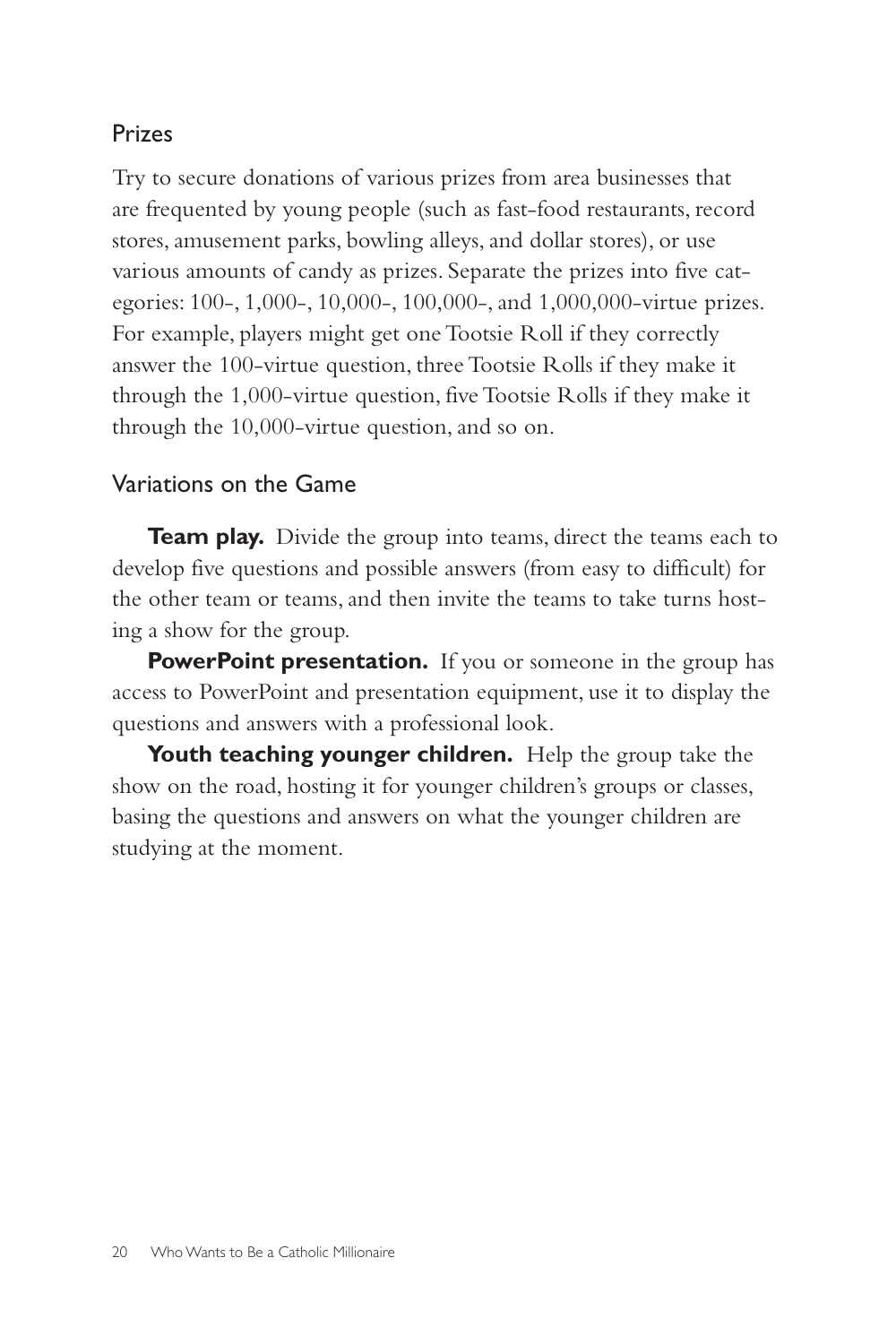## Prizes

Try to secure donations of various prizes from area businesses that are frequented by young people (such as fast-food restaurants, record stores, amusement parks, bowling alleys, and dollar stores), or use various amounts of candy as prizes. Separate the prizes into five categories: 100-, 1,000-, 10,000-, 100,000-, and 1,000,000-virtue prizes. For example, players might get one Tootsie Roll if they correctly answer the 100-virtue question, three Tootsie Rolls if they make it through the 1,000-virtue question, five Tootsie Rolls if they make it through the 10,000-virtue question, and so on.

## Variations on the Game

**Team play.** Divide the group into teams, direct the teams each to develop five questions and possible answers (from easy to difficult) for the other team or teams, and then invite the teams to take turns hosting a show for the group.

**PowerPoint presentation.** If you or someone in the group has access to PowerPoint and presentation equipment, use it to display the questions and answers with a professional look.

**Youth teaching younger children.** Help the group take the show on the road, hosting it for younger children's groups or classes, basing the questions and answers on what the younger children are studying at the moment.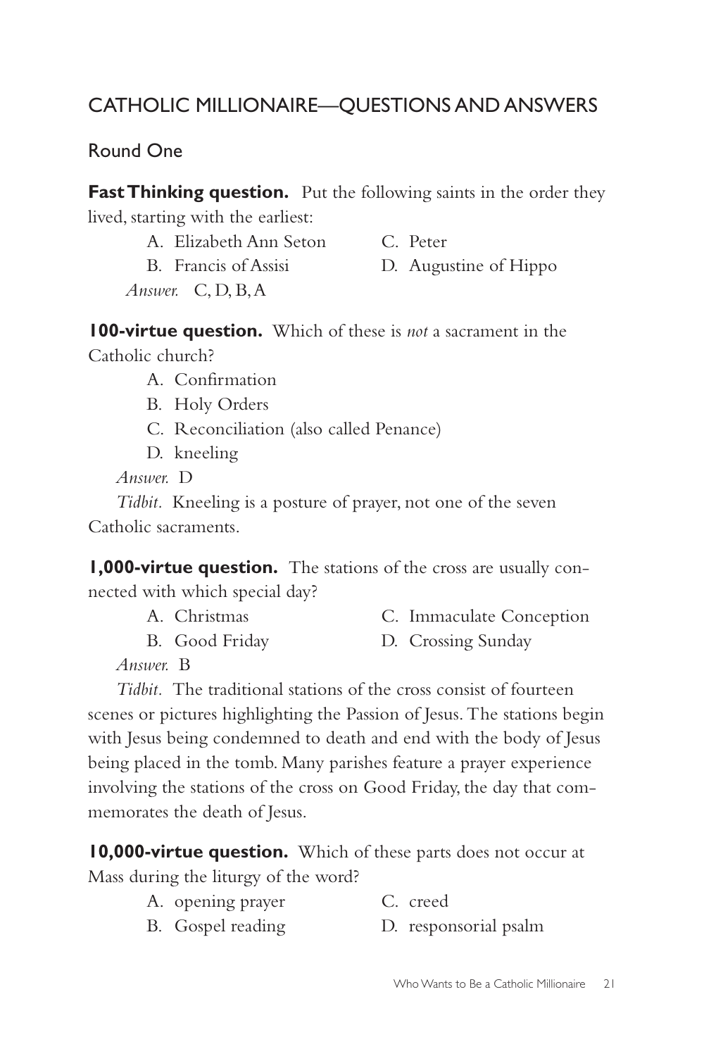## CATHOLIC MILLIONAIRE—QUESTIONS AND ANSWERS

### Round One

**Fast Thinking question.** Put the following saints in the order they lived, starting with the earliest:

A. Elizabeth Ann Seton
B. Francis of Assisi
C. Peter
D. Augustine of Hippo

*Answer.* C, D, B, A

**100-virtue question.** Which of these is *not* a sacrament in the Catholic church?

A. Confirmation
B. Holy Orders
C. Reconciliation (also called Penance)
D. kneeling

*Answer.* D

*Tidbit.* Kneeling is a posture of prayer, not one of the seven Catholic sacraments.

**1,000-virtue question.** The stations of the cross are usually connected with which special day?

A. Christmas
B. Good Friday
C. Immaculate Conception
D. Crossing Sunday

*Answer.* B

*Tidbit.* The traditional stations of the cross consist of fourteen scenes or pictures highlighting the Passion of Jesus. The stations begin with Jesus being condemned to death and end with the body of Jesus being placed in the tomb. Many parishes feature a prayer experience involving the stations of the cross on Good Friday, the day that commemorates the death of Jesus.

**10,000-virtue question.** Which of these parts does not occur at Mass during the liturgy of the word?

A. opening prayer
B. Gospel reading
C. creed
D. responsorial psalm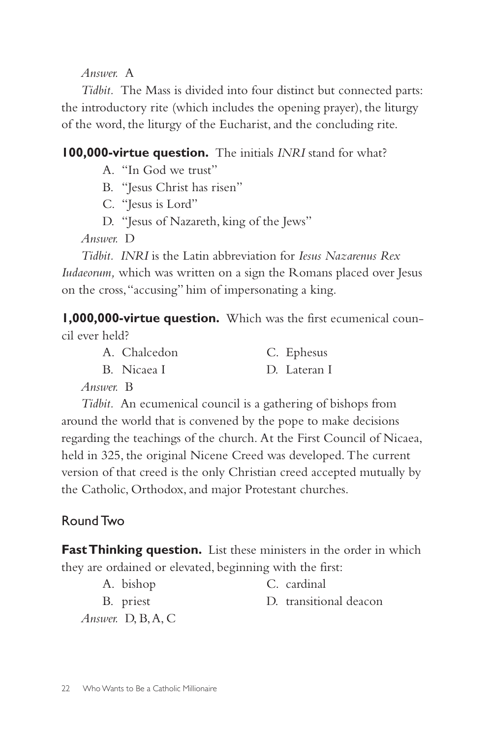*Answer.* A

*Tidbit.* The Mass is divided into four distinct but connected parts: the introductory rite (which includes the opening prayer), the liturgy of the word, the liturgy of the Eucharist, and the concluding rite.

**100,000-virtue question.** The initials *INRI* stand for what?

A. "In God we trust"
B. "Jesus Christ has risen"
C. "Jesus is Lord"
D. "Jesus of Nazareth, king of the Jews"

*Answer.* D

*Tidbit.* *INRI* is the Latin abbreviation for *Iesus Nazarenus Rex Iudaeorum,* which was written on a sign the Romans placed over Jesus on the cross, "accusing" him of impersonating a king.

**1,000,000-virtue question.** Which was the first ecumenical council ever held?

A. Chalcedon
B. Nicaea I
C. Ephesus
D. Lateran I

*Answer.* B

*Tidbit.* An ecumenical council is a gathering of bishops from around the world that is convened by the pope to make decisions regarding the teachings of the church. At the First Council of Nicaea, held in 325, the original Nicene Creed was developed. The current version of that creed is the only Christian creed accepted mutually by the Catholic, Orthodox, and major Protestant churches.

## Round Two

**Fast Thinking question.** List these ministers in the order in which they are ordained or elevated, beginning with the first:

A. bishop
B. priest
C. cardinal
D. transitional deacon

*Answer.* D, B, A, C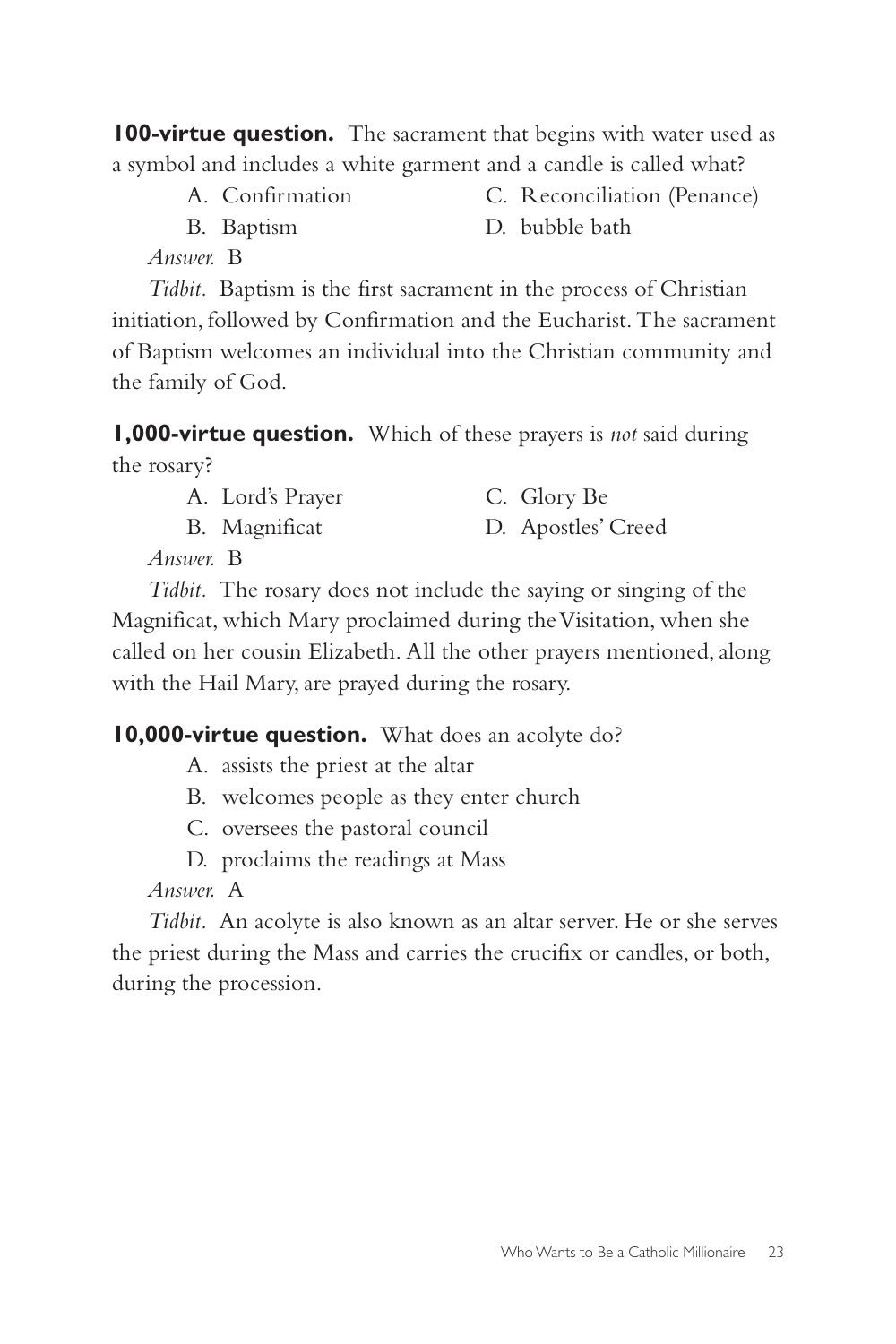**100-virtue question.** The sacrament that begins with water used as a symbol and includes a white garment and a candle is called what?

A. Confirmation
B. Baptism
C. Reconciliation (Penance)
D. bubble bath

*Answer.* B

*Tidbit.* Baptism is the first sacrament in the process of Christian initiation, followed by Confirmation and the Eucharist. The sacrament of Baptism welcomes an individual into the Christian community and the family of God.

**1,000-virtue question.** Which of these prayers is *not* said during the rosary?

A. Lord's Prayer
B. Magnificat
C. Glory Be
D. Apostles' Creed

*Answer.* B

*Tidbit.* The rosary does not include the saying or singing of the Magnificat, which Mary proclaimed during the Visitation, when she called on her cousin Elizabeth. All the other prayers mentioned, along with the Hail Mary, are prayed during the rosary.

**10,000-virtue question.** What does an acolyte do?

A. assists the priest at the altar
B. welcomes people as they enter church
C. oversees the pastoral council
D. proclaims the readings at Mass

*Answer.* A

*Tidbit.* An acolyte is also known as an altar server. He or she serves the priest during the Mass and carries the crucifix or candles, or both, during the procession.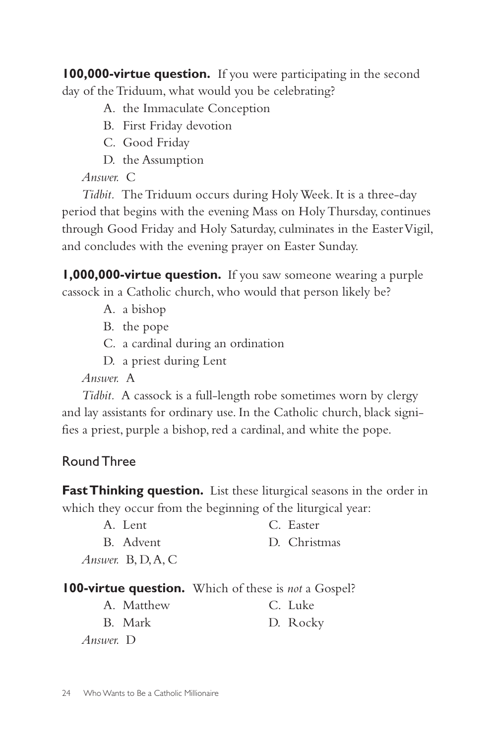**100,000-virtue question.** If you were participating in the second day of the Triduum, what would you be celebrating?

A. the Immaculate Conception
B. First Friday devotion
C. Good Friday
D. the Assumption

*Answer.* C

*Tidbit.* The Triduum occurs during Holy Week. It is a three-day period that begins with the evening Mass on Holy Thursday, continues through Good Friday and Holy Saturday, culminates in the Easter Vigil, and concludes with the evening prayer on Easter Sunday.

**1,000,000-virtue question.** If you saw someone wearing a purple cassock in a Catholic church, who would that person likely be?

A. a bishop
B. the pope
C. a cardinal during an ordination
D. a priest during Lent

*Answer.* A

*Tidbit.* A cassock is a full-length robe sometimes worn by clergy and lay assistants for ordinary use. In the Catholic church, black signifies a priest, purple a bishop, red a cardinal, and white the pope.

## Round Three

**Fast Thinking question.** List these liturgical seasons in the order in which they occur from the beginning of the liturgical year:

A. Lent
B. Advent
C. Easter
D. Christmas

*Answer.* B, D, A, C

**100-virtue question.** Which of these is *not* a Gospel?

A. Matthew
B. Mark
C. Luke
D. Rocky

*Answer.* D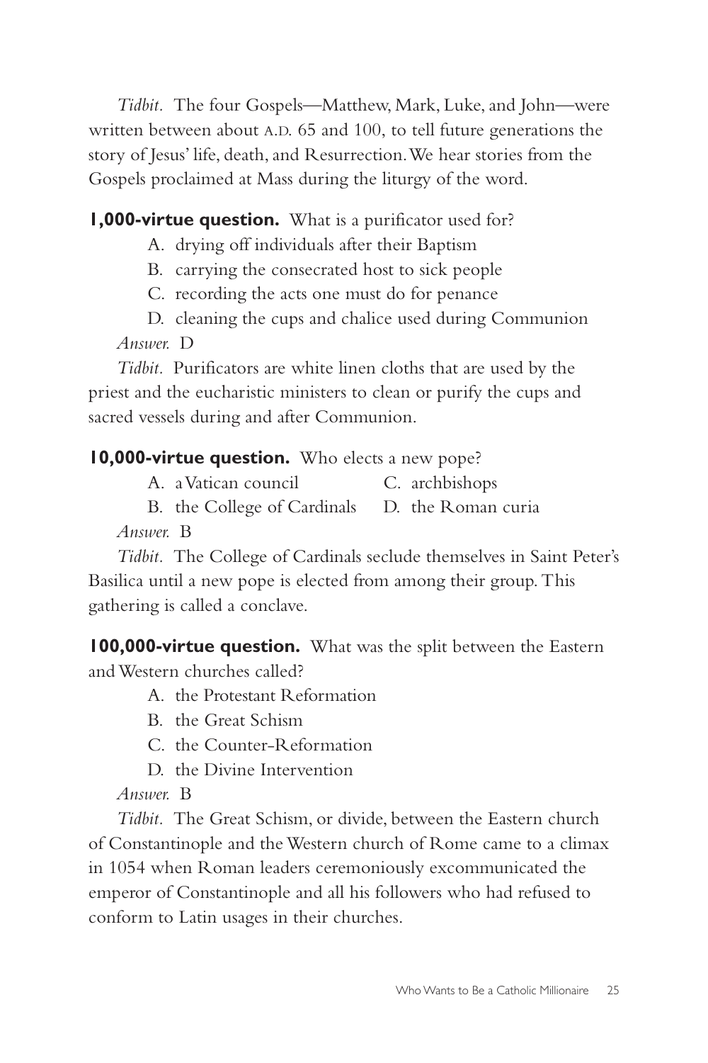*Tidbit.* The four Gospels—Matthew, Mark, Luke, and John—were written between about A.D. 65 and 100, to tell future generations the story of Jesus' life, death, and Resurrection. We hear stories from the Gospels proclaimed at Mass during the liturgy of the word.

**1,000-virtue question.** What is a purificator used for?

A. drying off individuals after their Baptism
B. carrying the consecrated host to sick people
C. recording the acts one must do for penance
D. cleaning the cups and chalice used during Communion

*Answer.* D

*Tidbit.* Purificators are white linen cloths that are used by the priest and the eucharistic ministers to clean or purify the cups and sacred vessels during and after Communion.

**10,000-virtue question.** Who elects a new pope?

A. a Vatican council
B. the College of Cardinals
C. archbishops
D. the Roman curia

*Answer.* B

*Tidbit.* The College of Cardinals seclude themselves in Saint Peter's Basilica until a new pope is elected from among their group. This gathering is called a conclave.

**100,000-virtue question.** What was the split between the Eastern and Western churches called?

A. the Protestant Reformation
B. the Great Schism
C. the Counter-Reformation
D. the Divine Intervention

*Answer.* B

*Tidbit.* The Great Schism, or divide, between the Eastern church of Constantinople and the Western church of Rome came to a climax in 1054 when Roman leaders ceremoniously excommunicated the emperor of Constantinople and all his followers who had refused to conform to Latin usages in their churches.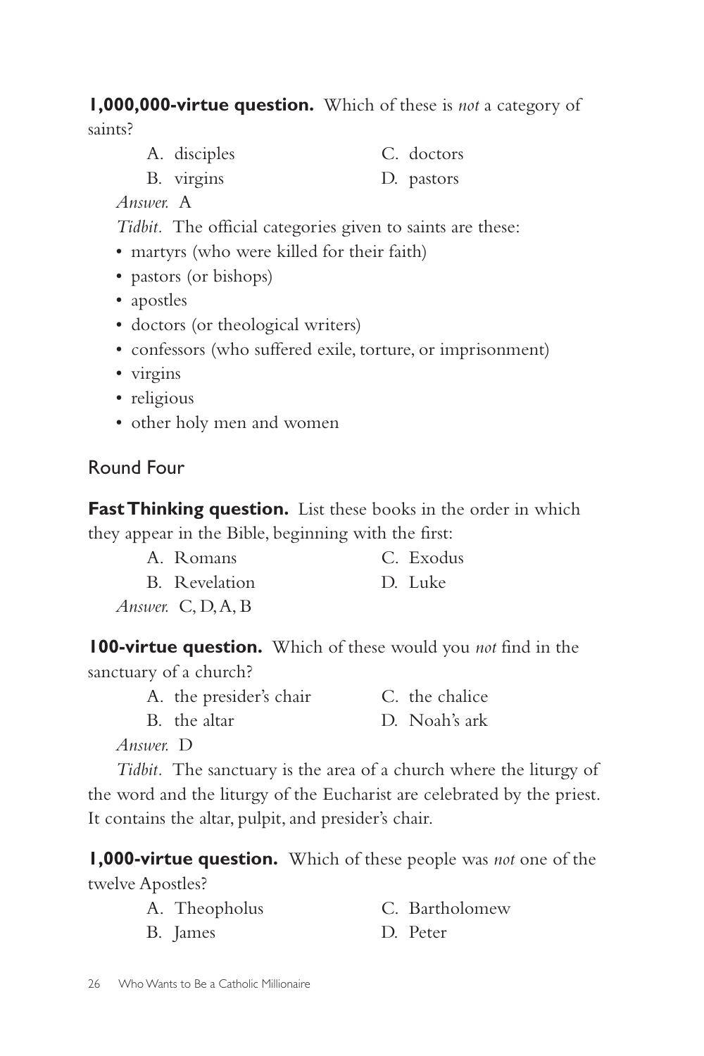**1,000,000-virtue question.** Which of these is *not* a category of saints?

A. disciples

B. virgins

C. doctors

D. pastors

*Answer.* A

*Tidbit.* The official categories given to saints are these:

- martyrs (who were killed for their faith)
- pastors (or bishops)
- apostles
- doctors (or theological writers)
- confessors (who suffered exile, torture, or imprisonment)
- virgins
- religious
- other holy men and women

## Round Four

**Fast Thinking question.** List these books in the order in which they appear in the Bible, beginning with the first:

A. Romans

B. Revelation

C. Exodus

D. Luke

*Answer.* C, D, A, B

**100-virtue question.** Which of these would you *not* find in the sanctuary of a church?

A. the presider's chair

B. the altar

C. the chalice

D. Noah's ark

*Answer.* D

*Tidbit.* The sanctuary is the area of a church where the liturgy of the word and the liturgy of the Eucharist are celebrated by the priest. It contains the altar, pulpit, and presider's chair.

**1,000-virtue question.** Which of these people was *not* one of the twelve Apostles?

A. Theopholus

B. James

C. Bartholomew

D. Peter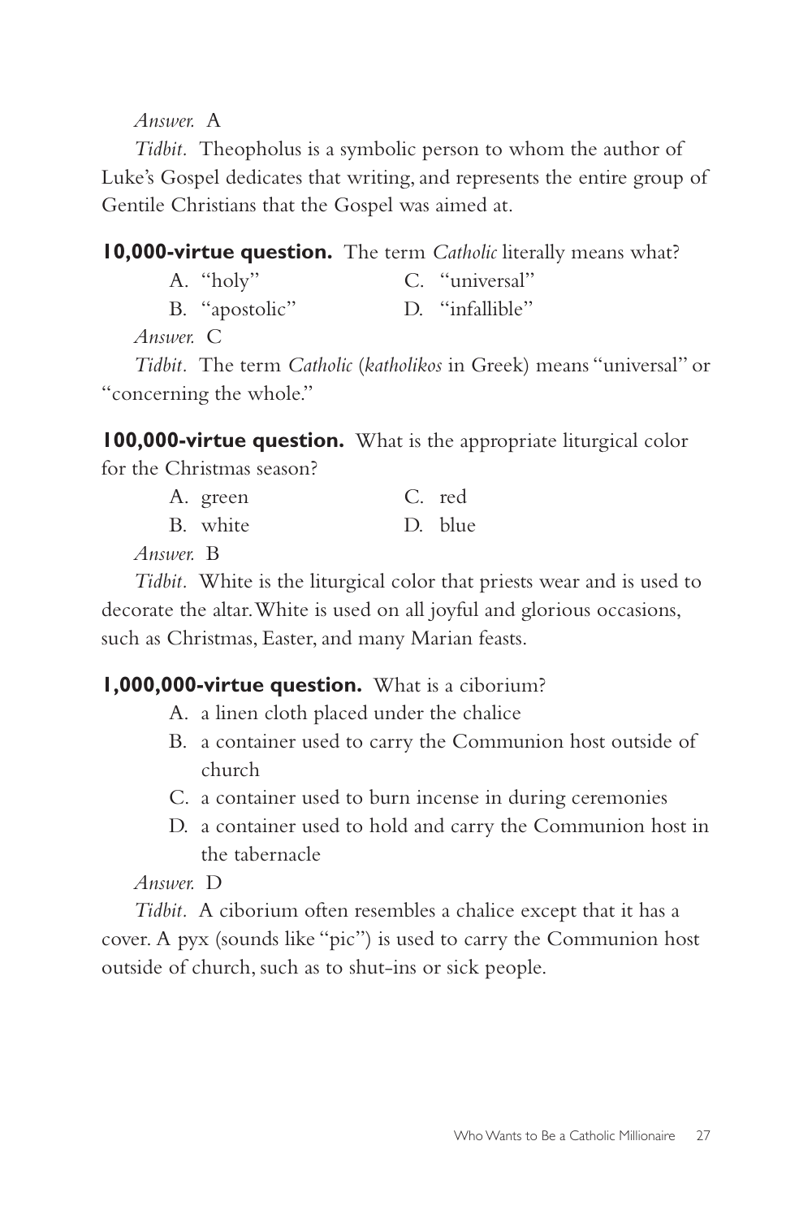*Answer.* A

*Tidbit.* Theopholus is a symbolic person to whom the author of Luke's Gospel dedicates that writing, and represents the entire group of Gentile Christians that the Gospel was aimed at.

**10,000-virtue question.** The term *Catholic* literally means what?

A. "holy"
B. "apostolic"
C. "universal"
D. "infallible"

*Answer.* C

*Tidbit.* The term *Catholic* (*katholikos* in Greek) means "universal" or "concerning the whole."

**100,000-virtue question.** What is the appropriate liturgical color for the Christmas season?

A. green
B. white
C. red
D. blue

*Answer.* B

*Tidbit.* White is the liturgical color that priests wear and is used to decorate the altar. White is used on all joyful and glorious occasions, such as Christmas, Easter, and many Marian feasts.

**1,000,000-virtue question.** What is a ciborium?

A. a linen cloth placed under the chalice
B. a container used to carry the Communion host outside of church
C. a container used to burn incense in during ceremonies
D. a container used to hold and carry the Communion host in the tabernacle

*Answer.* D

*Tidbit.* A ciborium often resembles a chalice except that it has a cover. A pyx (sounds like "pic") is used to carry the Communion host outside of church, such as to shut-ins or sick people.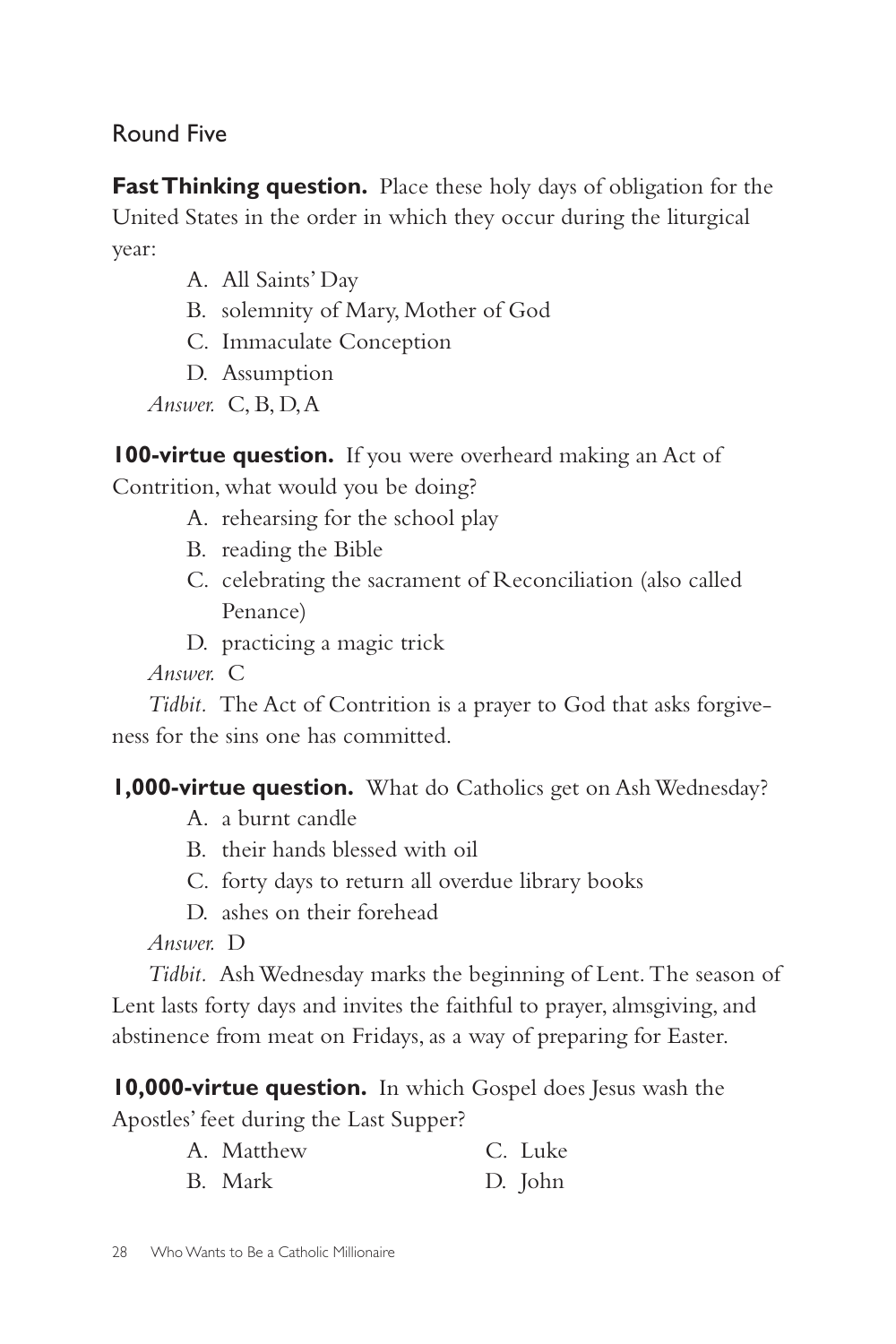## Round Five

**Fast Thinking question.** Place these holy days of obligation for the United States in the order in which they occur during the liturgical year:

A. All Saints' Day
B. solemnity of Mary, Mother of God
C. Immaculate Conception
D. Assumption

*Answer.* C, B, D, A

**100-virtue question.** If you were overheard making an Act of Contrition, what would you be doing?

A. rehearsing for the school play
B. reading the Bible
C. celebrating the sacrament of Reconciliation (also called Penance)
D. practicing a magic trick

*Answer.* C

*Tidbit.* The Act of Contrition is a prayer to God that asks forgiveness for the sins one has committed.

**1,000-virtue question.** What do Catholics get on Ash Wednesday?

A. a burnt candle
B. their hands blessed with oil
C. forty days to return all overdue library books
D. ashes on their forehead

*Answer.* D

*Tidbit.* Ash Wednesday marks the beginning of Lent. The season of Lent lasts forty days and invites the faithful to prayer, almsgiving, and abstinence from meat on Fridays, as a way of preparing for Easter.

**10,000-virtue question.** In which Gospel does Jesus wash the Apostles' feet during the Last Supper?

A. Matthew
B. Mark
C. Luke
D. John